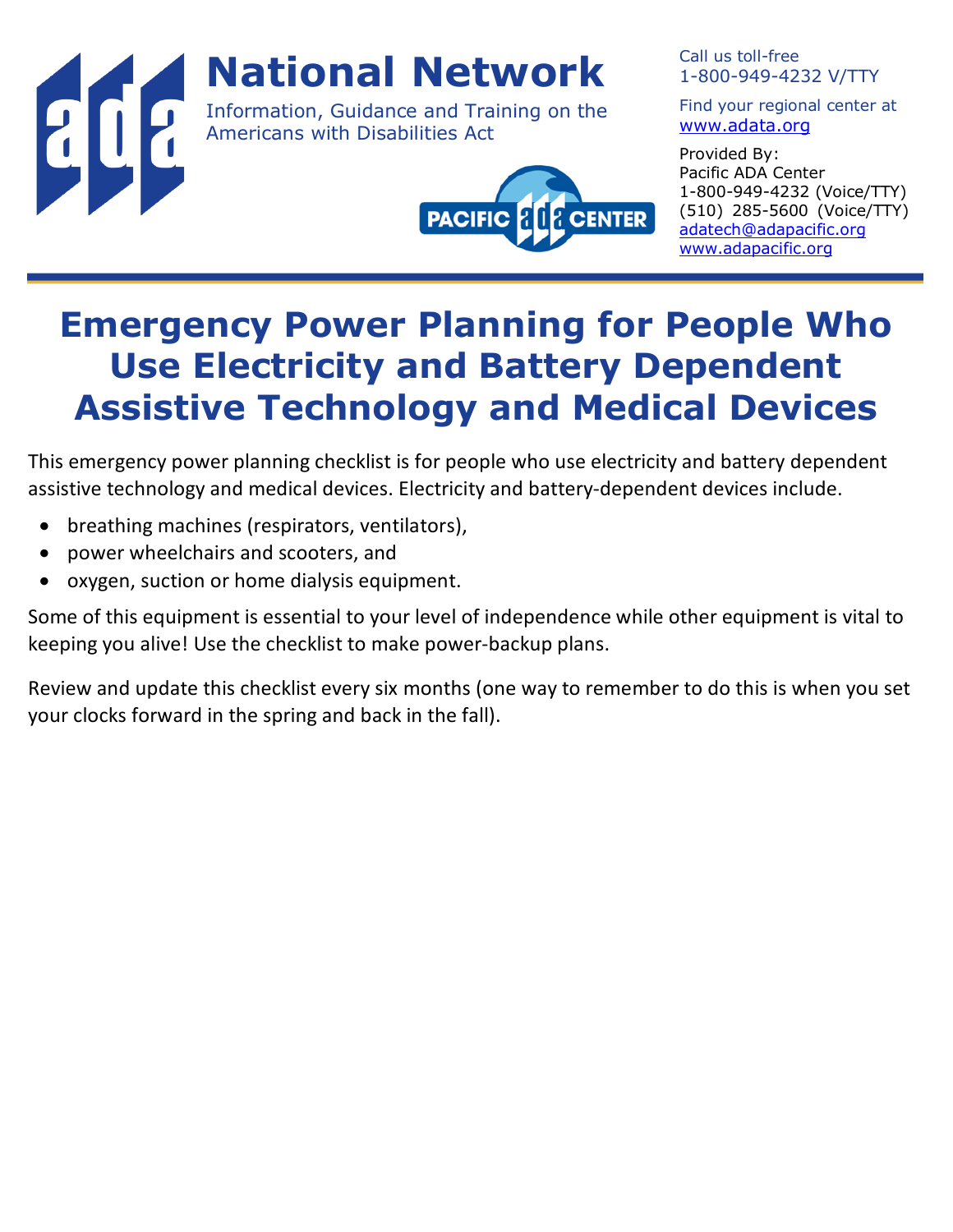# National Network

Information, Guidance and Training on the Americans with Disabilities Act

Call us toll-free
1-800-949-4232 V/TTY

Find your regional center at
[www.adata.org](http://www.adata.org)

Provided By:
Pacific ADA Center
1-800-949-4232 (Voice/TTY)
(510) 285-5600 (Voice/TTY)
[adatech@adapacific.org](mailto:adatech@adapacific.org)
[www.adapacific.org](http://www.adapacific.org)

# Emergency Power Planning for People Who Use Electricity and Battery Dependent Assistive Technology and Medical Devices

This emergency power planning checklist is for people who use electricity and battery dependent assistive technology and medical devices. Electricity and battery-dependent devices include.

- breathing machines (respirators, ventilators),
- power wheelchairs and scooters, and
- oxygen, suction or home dialysis equipment.

Some of this equipment is essential to your level of independence while other equipment is vital to keeping you alive! Use the checklist to make power-backup plans.

Review and update this checklist every six months (one way to remember to do this is when you set your clocks forward in the spring and back in the fall).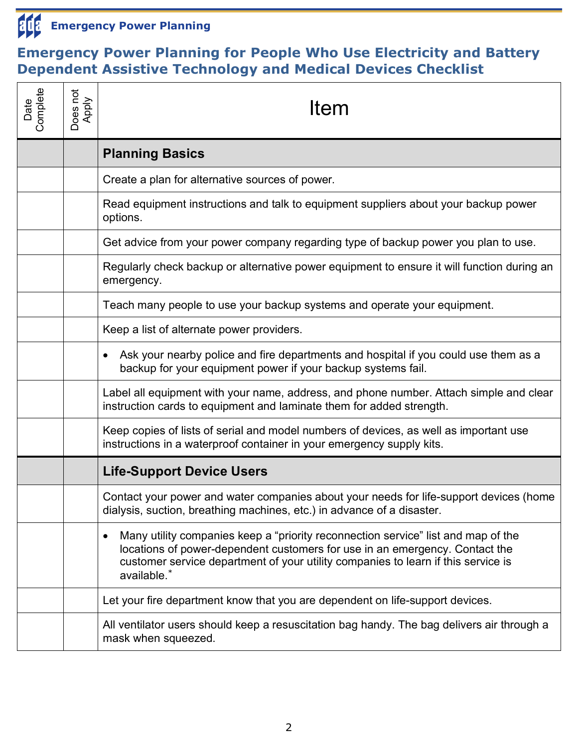## Emergency Power Planning for People Who Use Electricity and Battery Dependent Assistive Technology and Medical Devices Checklist

| Date Complete | Does not Apply | Item |
|---|---|---|
| | | **Planning Basics** |
| | | Create a plan for alternative sources of power. |
| | | Read equipment instructions and talk to equipment suppliers about your backup power options. |
| | | Get advice from your power company regarding type of backup power you plan to use. |
| | | Regularly check backup or alternative power equipment to ensure it will function during an emergency. |
| | | Teach many people to use your backup systems and operate your equipment. |
| | | Keep a list of alternate power providers. |
| | | • Ask your nearby police and fire departments and hospital if you could use them as a backup for your equipment power if your backup systems fail. |
| | | Label all equipment with your name, address, and phone number. Attach simple and clear instruction cards to equipment and laminate them for added strength. |
| | | Keep copies of lists of serial and model numbers of devices, as well as important use instructions in a waterproof container in your emergency supply kits. |
| | | **Life-Support Device Users** |
| | | Contact your power and water companies about your needs for life-support devices (home dialysis, suction, breathing machines, etc.) in advance of a disaster. |
| | | • Many utility companies keep a "priority reconnection service" list and map of the locations of power-dependent customers for use in an emergency. Contact the customer service department of your utility companies to learn if this service is available.* |
| | | Let your fire department know that you are dependent on life-support devices. |
| | | All ventilator users should keep a resuscitation bag handy. The bag delivers air through a mask when squeezed. |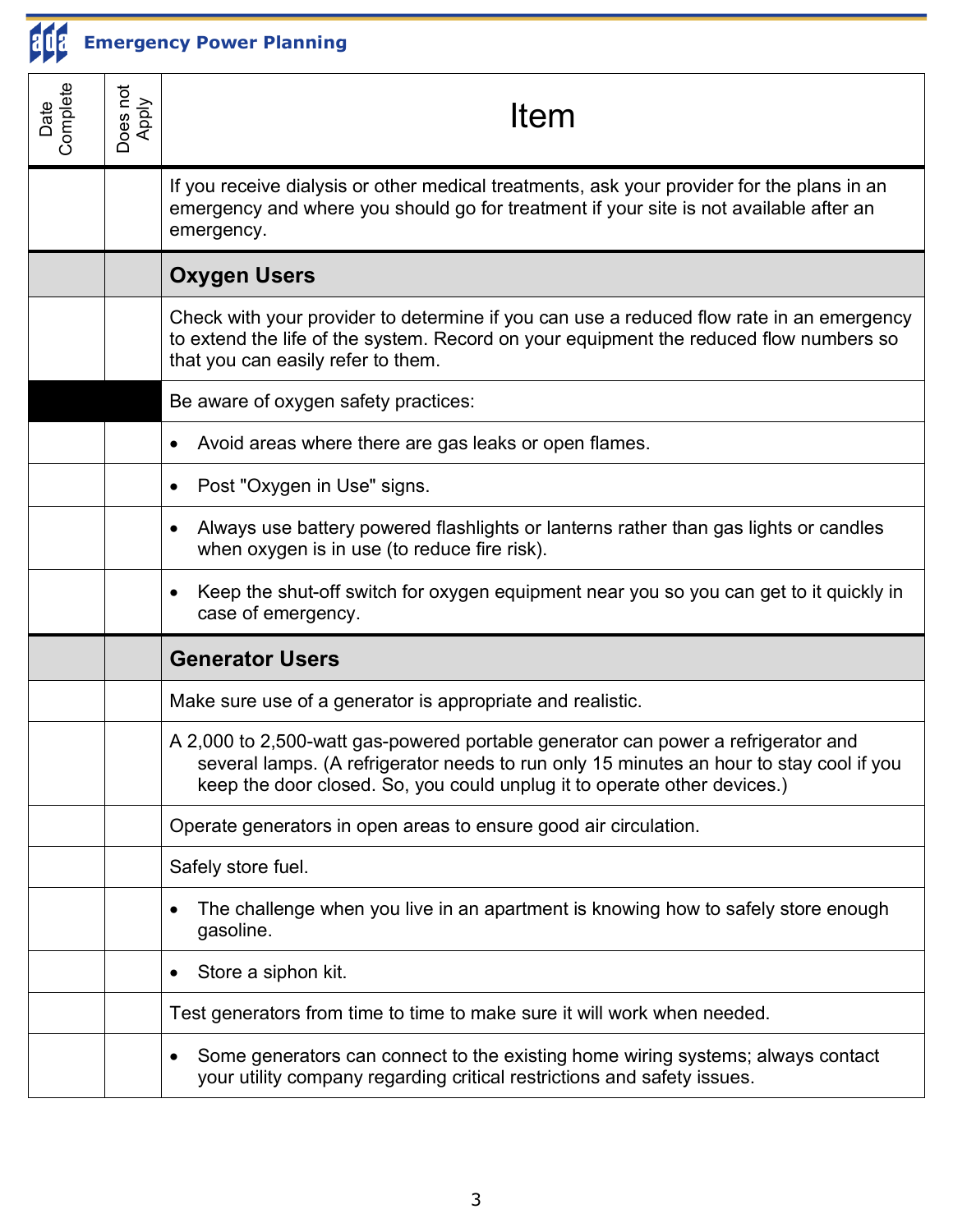| Date Complete | Does not Apply | Item |
|---|---|---|
| | | If you receive dialysis or other medical treatments, ask your provider for the plans in an emergency and where you should go for treatment if your site is not available after an emergency. |
| | | **Oxygen Users** |
| | | Check with your provider to determine if you can use a reduced flow rate in an emergency to extend the life of the system. Record on your equipment the reduced flow numbers so that you can easily refer to them. |
| | | Be aware of oxygen safety practices: |
| | | • Avoid areas where there are gas leaks or open flames. |
| | | • Post "Oxygen in Use" signs. |
| | | • Always use battery powered flashlights or lanterns rather than gas lights or candles when oxygen is in use (to reduce fire risk). |
| | | • Keep the shut-off switch for oxygen equipment near you so you can get to it quickly in case of emergency. |
| | | **Generator Users** |
| | | Make sure use of a generator is appropriate and realistic. |
| | | A 2,000 to 2,500-watt gas-powered portable generator can power a refrigerator and several lamps. (A refrigerator needs to run only 15 minutes an hour to stay cool if you keep the door closed. So, you could unplug it to operate other devices.) |
| | | Operate generators in open areas to ensure good air circulation. |
| | | Safely store fuel. |
| | | • The challenge when you live in an apartment is knowing how to safely store enough gasoline. |
| | | • Store a siphon kit. |
| | | Test generators from time to time to make sure it will work when needed. |
| | | • Some generators can connect to the existing home wiring systems; always contact your utility company regarding critical restrictions and safety issues. |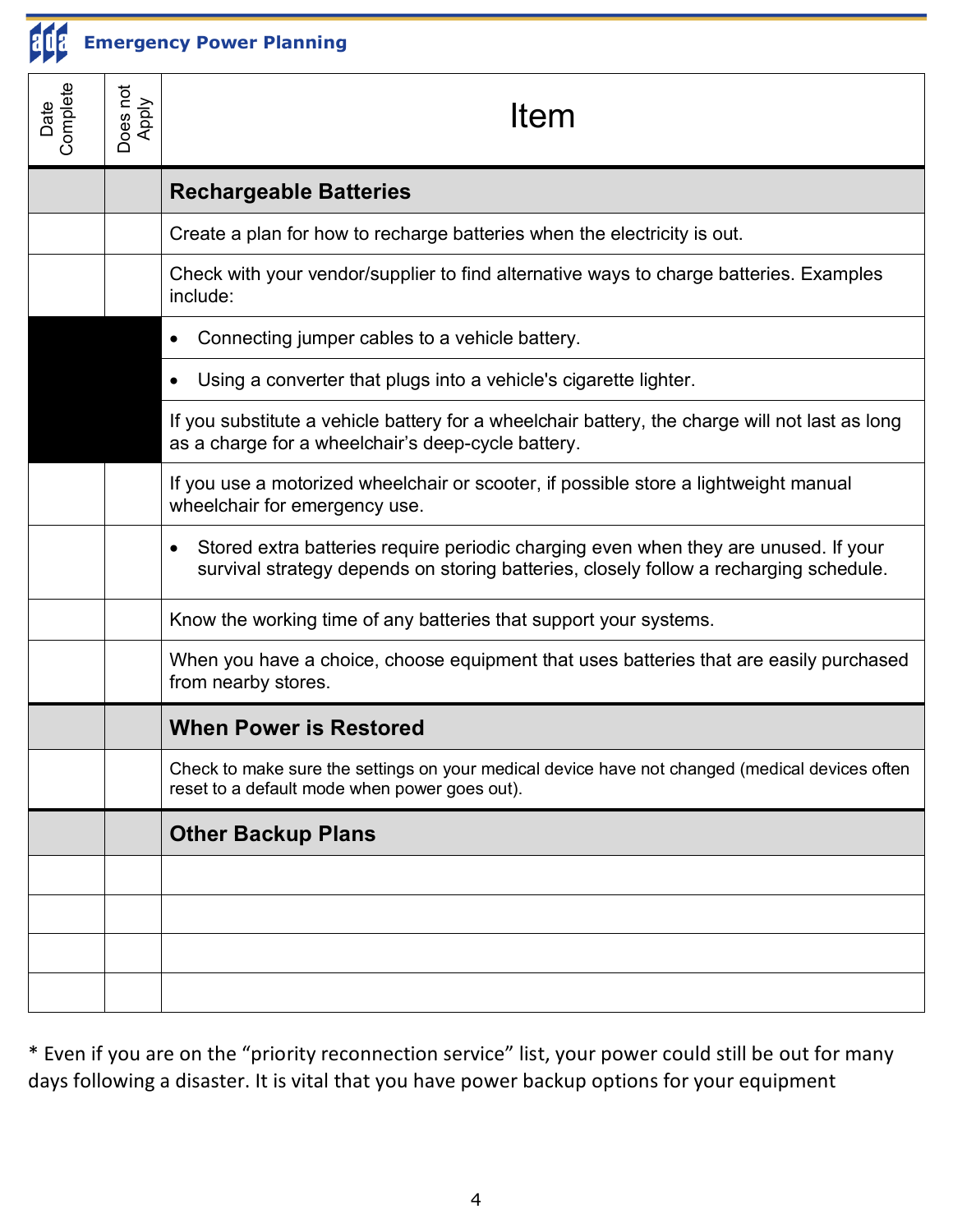| Date Complete | Does not Apply | Item |
|---|---|---|
| | | **Rechargeable Batteries** |
| | | Create a plan for how to recharge batteries when the electricity is out. |
| | | Check with your vendor/supplier to find alternative ways to charge batteries. Examples include: |
| | | • Connecting jumper cables to a vehicle battery. |
| | | • Using a converter that plugs into a vehicle's cigarette lighter. |
| | | If you substitute a vehicle battery for a wheelchair battery, the charge will not last as long as a charge for a wheelchair's deep-cycle battery. |
| | | If you use a motorized wheelchair or scooter, if possible store a lightweight manual wheelchair for emergency use. |
| | | • Stored extra batteries require periodic charging even when they are unused. If your survival strategy depends on storing batteries, closely follow a recharging schedule. |
| | | Know the working time of any batteries that support your systems. |
| | | When you have a choice, choose equipment that uses batteries that are easily purchased from nearby stores. |
| | | **When Power is Restored** |
| | | Check to make sure the settings on your medical device have not changed (medical devices often reset to a default mode when power goes out). |
| | | **Other Backup Plans** |
| | | |
| | | |
| | | |
| | | |

* Even if you are on the "priority reconnection service" list, your power could still be out for many days following a disaster. It is vital that you have power backup options for your equipment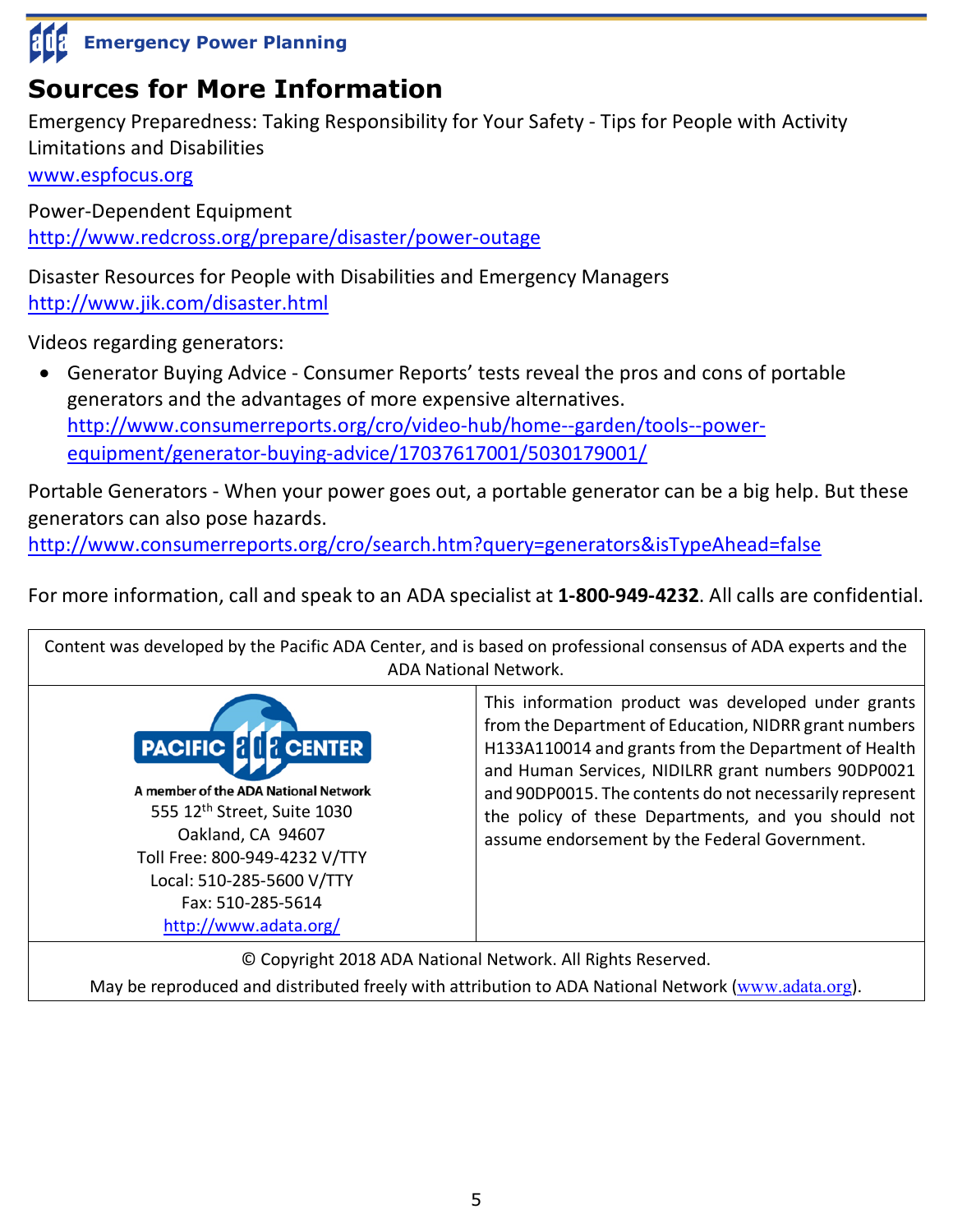## Sources for More Information

Emergency Preparedness: Taking Responsibility for Your Safety - Tips for People with Activity Limitations and Disabilities
www.espfocus.org

Power-Dependent Equipment
http://www.redcross.org/prepare/disaster/power-outage

Disaster Resources for People with Disabilities and Emergency Managers
http://www.jik.com/disaster.html

Videos regarding generators:

- Generator Buying Advice - Consumer Reports' tests reveal the pros and cons of portable generators and the advantages of more expensive alternatives.
  http://www.consumerreports.org/cro/video-hub/home--garden/tools--power-equipment/generator-buying-advice/17037617001/5030179001/

Portable Generators - When your power goes out, a portable generator can be a big help. But these generators can also pose hazards.
http://www.consumerreports.org/cro/search.htm?query=generators&isTypeAhead=false

For more information, call and speak to an ADA specialist at **1-800-949-4232**. All calls are confidential.

---

Content was developed by the Pacific ADA Center, and is based on professional consensus of ADA experts and the ADA National Network.

PACIFIC ADA CENTER
A member of the ADA National Network
555 12th Street, Suite 1030
Oakland, CA 94607
Toll Free: 800-949-4232 V/TTY
Local: 510-285-5600 V/TTY
Fax: 510-285-5614
http://www.adata.org/

This information product was developed under grants from the Department of Education, NIDRR grant numbers H133A110014 and grants from the Department of Health and Human Services, NIDILRR grant numbers 90DP0021 and 90DP0015. The contents do not necessarily represent the policy of these Departments, and you should not assume endorsement by the Federal Government.

© Copyright 2018 ADA National Network. All Rights Reserved.
May be reproduced and distributed freely with attribution to ADA National Network (www.adata.org).